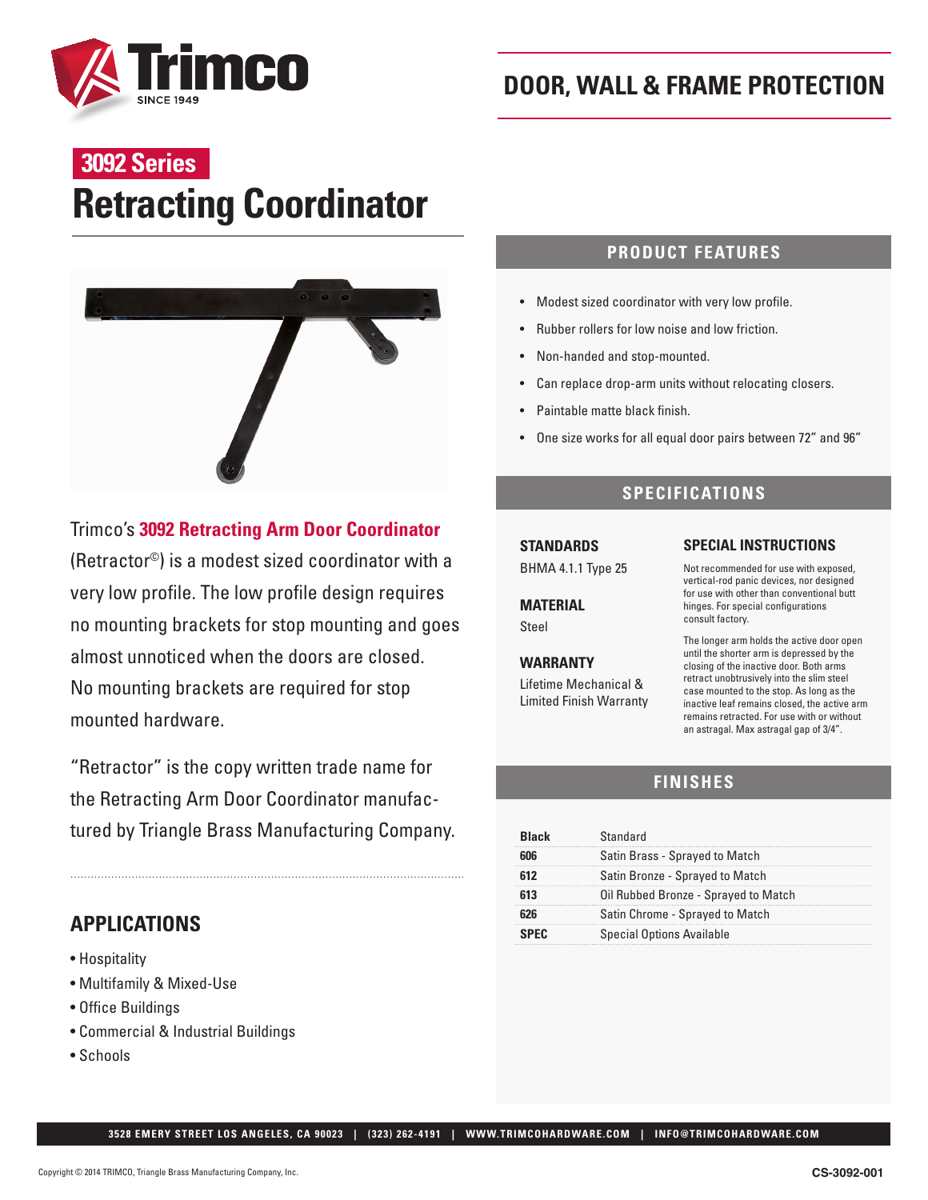# DOOR, WALL & FRAME PROTECTION

**3092 Series**

# Retracting Coordinator

Trimco's **3092 Retracting Arm Door Coordinator** (Retractor©) is a modest sized coordinator with a very low profile. The low profile design requires no mounting brackets for stop mounting and goes almost unnoticed when the doors are closed. No mounting brackets are required for stop mounted hardware.

"Retractor" is the copy written trade name for the Retracting Arm Door Coordinator manufactured by Triangle Brass Manufacturing Company.

## APPLICATIONS

- Hospitality
- Multifamily & Mixed-Use
- Office Buildings
- Commercial & Industrial Buildings
- Schools

## PRODUCT FEATURES

- Modest sized coordinator with very low profile.
- Rubber rollers for low noise and low friction.
- Non-handed and stop-mounted.
- Can replace drop-arm units without relocating closers.
- Paintable matte black finish.
- One size works for all equal door pairs between 72" and 96"

## SPECIFICATIONS

### STANDARDS

BHMA 4.1.1 Type 25

### MATERIAL

Steel

### WARRANTY

Lifetime Mechanical & Limited Finish Warranty

### SPECIAL INSTRUCTIONS

Not recommended for use with exposed, vertical-rod panic devices, nor designed for use with other than conventional butt hinges. For special configurations consult factory.

The longer arm holds the active door open until the shorter arm is depressed by the closing of the inactive door. Both arms retract unobtrusively into the slim steel case mounted to the stop. As long as the inactive leaf remains closed, the active arm remains retracted. For use with or without an astragal. Max astragal gap of 3/4".

## FINISHES

| | |
|---|---|
| **Black** | Standard |
| **606** | Satin Brass - Sprayed to Match |
| **612** | Satin Bronze - Sprayed to Match |
| **613** | Oil Rubbed Bronze - Sprayed to Match |
| **626** | Satin Chrome - Sprayed to Match |
| **SPEC** | Special Options Available |

3528 EMERY STREET LOS ANGELES, CA 90023 | (323) 262-4191 | WWW.TRIMCOHARDWARE.COM | INFO@TRIMCOHARDWARE.COM

Copyright © 2014 TRIMCO, Triangle Brass Manufacturing Company, Inc.

CS-3092-001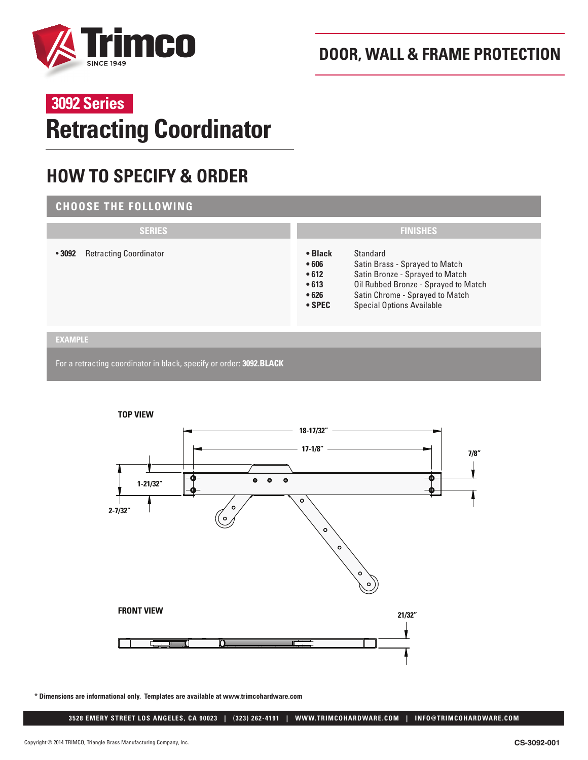# 3092 Series

# Retracting Coordinator

DOOR, WALL & FRAME PROTECTION

## HOW TO SPECIFY & ORDER

### CHOOSE THE FOLLOWING

| SERIES | | FINISHES | |
|---|---|---|---|
| • **3092** | Retracting Coordinator | • **Black** | Standard |
| | | • **606** | Satin Brass - Sprayed to Match |
| | | • **612** | Satin Bronze - Sprayed to Match |
| | | • **613** | Oil Rubbed Bronze - Sprayed to Match |
| | | • **626** | Satin Chrome - Sprayed to Match |
| | | • **SPEC** | Special Options Available |

**EXAMPLE**

For a retracting coordinator in black, specify or order: **3092.BLACK**

TOP VIEW

18-17/32″

17-1/8″

7/8″

1-21/32″

2-7/32″

FRONT VIEW

21/32″

**\* Dimensions are informational only. Templates are available at www.trimcohardware.com**

3528 EMERY STREET LOS ANGELES, CA 90023 | (323) 262-4191 | WWW.TRIMCOHARDWARE.COM | INFO@TRIMCOHARDWARE.COM

Copyright © 2014 TRIMCO, Triangle Brass Manufacturing Company, Inc.

CS-3092-001